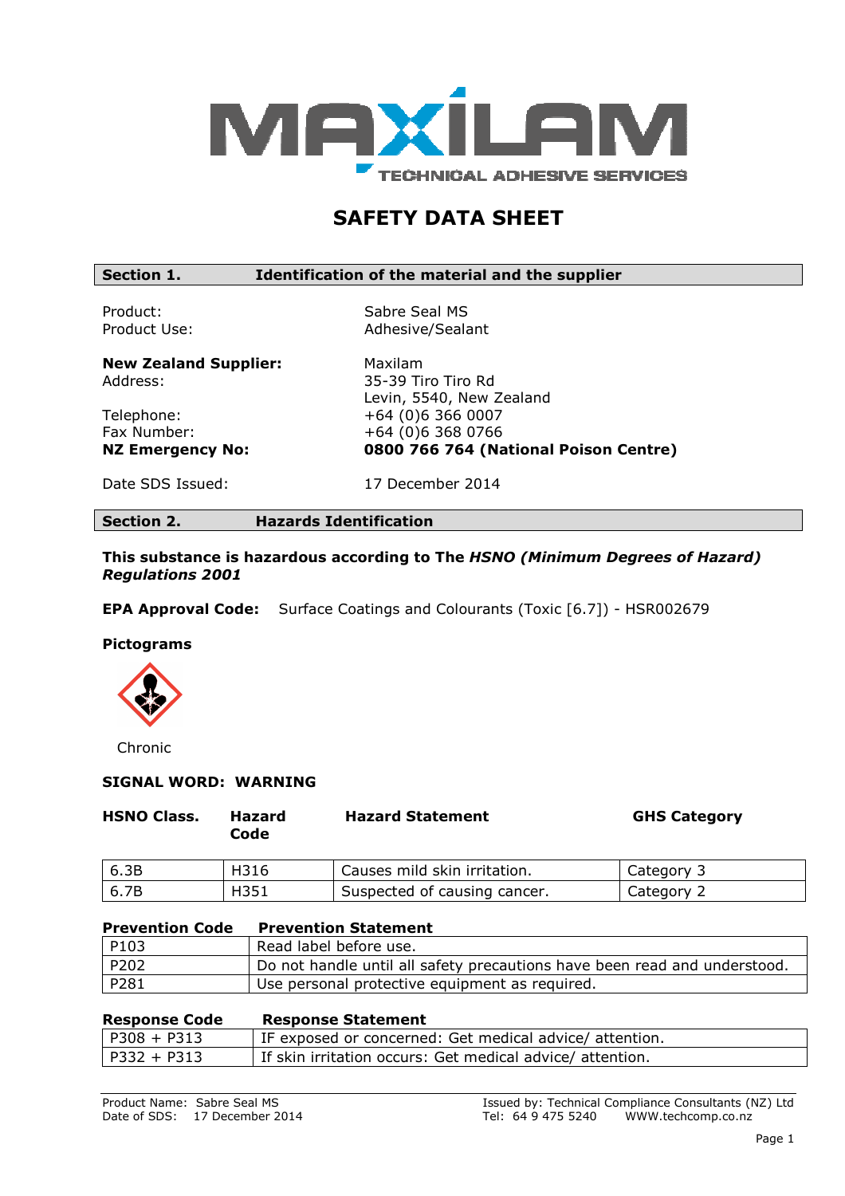MAXILAM
TECHNICAL ADHESIVE SERVICES

# SAFETY DATA SHEET

## Section 1. Identification of the material and the supplier

| | |
|---|---|
| Product: | Sabre Seal MS |
| Product Use: | Adhesive/Sealant |
| **New Zealand Supplier:** | Maxilam |
| Address: | 35-39 Tiro Tiro Rd<br>Levin, 5540, New Zealand |
| Telephone: | +64 (0)6 366 0007 |
| Fax Number: | +64 (0)6 368 0766 |
| **NZ Emergency No:** | **0800 766 764 (National Poison Centre)** |
| Date SDS Issued: | 17 December 2014 |

## Section 2. Hazards Identification

***This substance is hazardous according to The HSNO (Minimum Degrees of Hazard) Regulations 2001***

**EPA Approval Code:** Surface Coatings and Colourants (Toxic [6.7]) - HSR002679

**Pictograms**

Chronic

**SIGNAL WORD: WARNING**

| HSNO Class. | Hazard Code | Hazard Statement | GHS Category |
|---|---|---|---|
| 6.3B | H316 | Causes mild skin irritation. | Category 3 |
| 6.7B | H351 | Suspected of causing cancer. | Category 2 |

| Prevention Code | Prevention Statement |
|---|---|
| P103 | Read label before use. |
| P202 | Do not handle until all safety precautions have been read and understood. |
| P281 | Use personal protective equipment as required. |

| Response Code | Response Statement |
|---|---|
| P308 + P313 | IF exposed or concerned: Get medical advice/ attention. |
| P332 + P313 | If skin irritation occurs: Get medical advice/ attention. |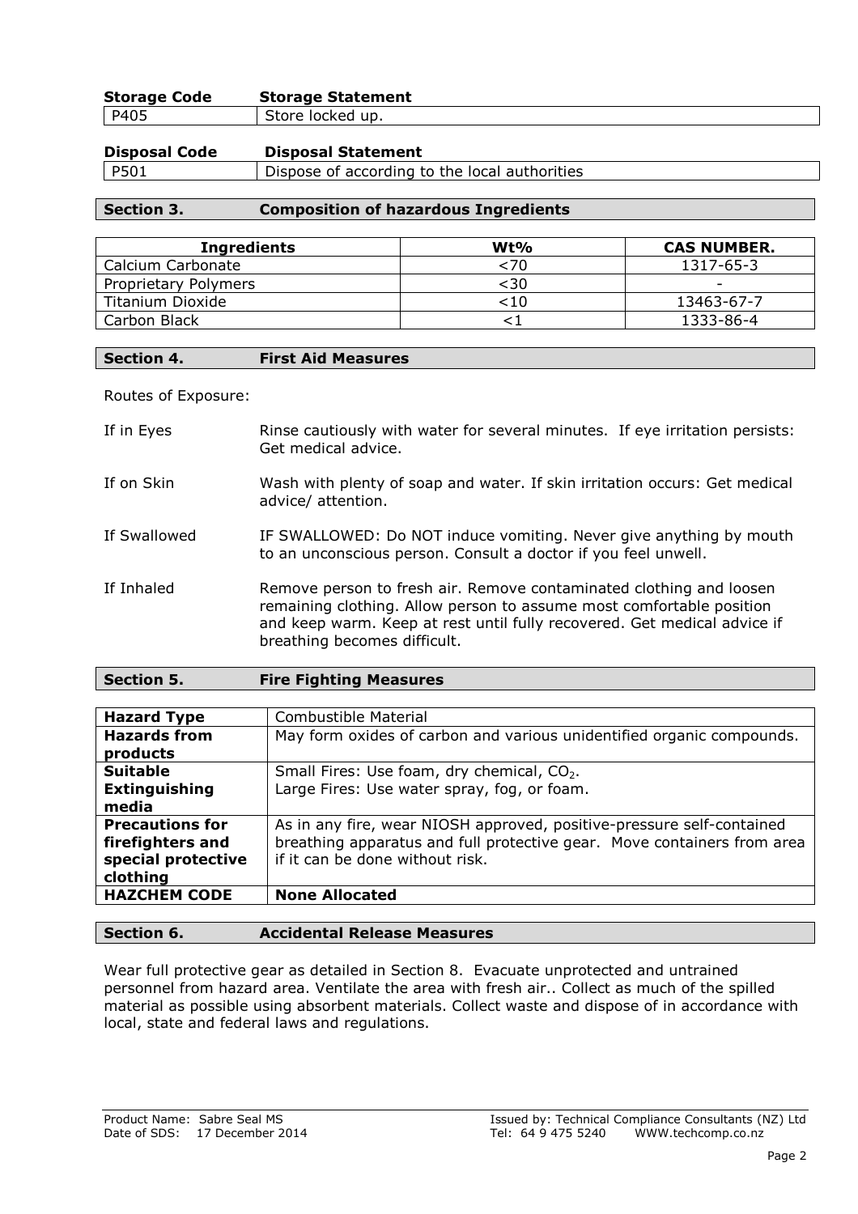| Storage Code | Storage Statement |
| --- | --- |
| P405 | Store locked up. |

| Disposal Code | Disposal Statement |
| --- | --- |
| P501 | Dispose of according to the local authorities |

## Section 3. Composition of hazardous Ingredients

| Ingredients | Wt% | CAS NUMBER. |
| --- | --- | --- |
| Calcium Carbonate | <70 | 1317-65-3 |
| Proprietary Polymers | <30 | - |
| Titanium Dioxide | <10 | 13463-67-7 |
| Carbon Black | <1 | 1333-86-4 |

## Section 4. First Aid Measures

Routes of Exposure:

| | |
| --- | --- |
| If in Eyes | Rinse cautiously with water for several minutes. If eye irritation persists: Get medical advice. |
| If on Skin | Wash with plenty of soap and water. If skin irritation occurs: Get medical advice/ attention. |
| If Swallowed | IF SWALLOWED: Do NOT induce vomiting. Never give anything by mouth to an unconscious person. Consult a doctor if you feel unwell. |
| If Inhaled | Remove person to fresh air. Remove contaminated clothing and loosen remaining clothing. Allow person to assume most comfortable position and keep warm. Keep at rest until fully recovered. Get medical advice if breathing becomes difficult. |

## Section 5. Fire Fighting Measures

| | |
| --- | --- |
| **Hazard Type** | Combustible Material |
| **Hazards from products** | May form oxides of carbon and various unidentified organic compounds. |
| **Suitable Extinguishing media** | Small Fires: Use foam, dry chemical, $CO_2$.<br>Large Fires: Use water spray, fog, or foam. |
| **Precautions for firefighters and special protective clothing** | As in any fire, wear NIOSH approved, positive-pressure self-contained breathing apparatus and full protective gear. Move containers from area if it can be done without risk. |
| **HAZCHEM CODE** | **None Allocated** |

## Section 6. Accidental Release Measures

Wear full protective gear as detailed in Section 8. Evacuate unprotected and untrained personnel from hazard area. Ventilate the area with fresh air.. Collect as much of the spilled material as possible using absorbent materials. Collect waste and dispose of in accordance with local, state and federal laws and regulations.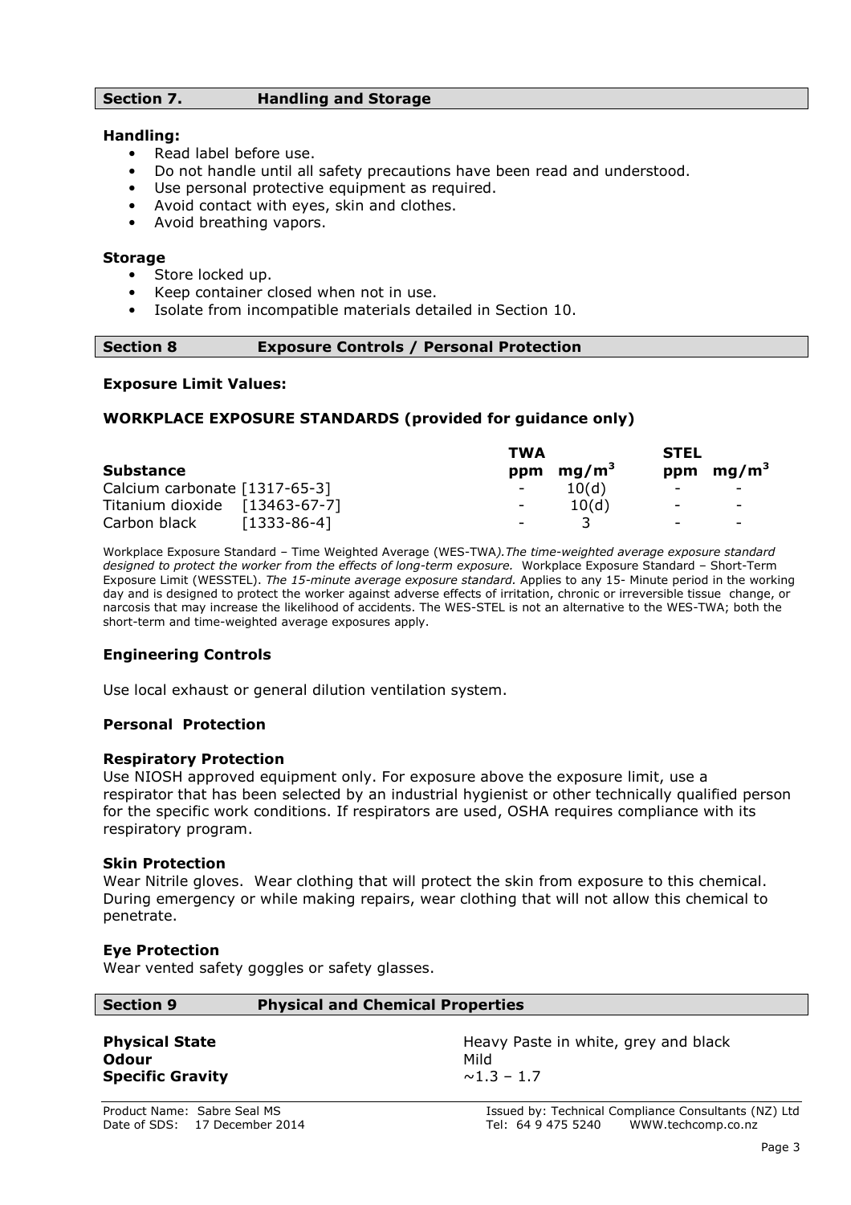## Section 7. Handling and Storage

**Handling:**

- Read label before use.
- Do not handle until all safety precautions have been read and understood.
- Use personal protective equipment as required.
- Avoid contact with eyes, skin and clothes.
- Avoid breathing vapors.

**Storage**

- Store locked up.
- Keep container closed when not in use.
- Isolate from incompatible materials detailed in Section 10.

## Section 8 Exposure Controls / Personal Protection

**Exposure Limit Values:**

**WORKPLACE EXPOSURE STANDARDS (provided for guidance only)**

| Substance | TWA | | STEL | |
|---|---|---|---|---|
| | ppm | $mg/m^3$ | ppm | $mg/m^3$ |
| Calcium carbonate [1317-65-3] | - | 10(d) | - | - |
| Titanium dioxide [13463-67-7] | - | 10(d) | - | - |
| Carbon black [1333-86-4] | - | 3 | - | - |

Workplace Exposure Standard – Time Weighted Average (WES-TWA*).The time-weighted average exposure standard designed to protect the worker from the effects of long-term exposure.* Workplace Exposure Standard – Short-Term Exposure Limit (WESSTEL). *The 15-minute average exposure standard.* Applies to any 15- Minute period in the working day and is designed to protect the worker against adverse effects of irritation, chronic or irreversible tissue change, or narcosis that may increase the likelihood of accidents. The WES-STEL is not an alternative to the WES-TWA; both the short-term and time-weighted average exposures apply.

### Engineering Controls

Use local exhaust or general dilution ventilation system.

### Personal Protection

**Respiratory Protection**

Use NIOSH approved equipment only. For exposure above the exposure limit, use a respirator that has been selected by an industrial hygienist or other technically qualified person for the specific work conditions. If respirators are used, OSHA requires compliance with its respiratory program.

**Skin Protection**

Wear Nitrile gloves. Wear clothing that will protect the skin from exposure to this chemical. During emergency or while making repairs, wear clothing that will not allow this chemical to penetrate.

**Eye Protection**

Wear vented safety goggles or safety glasses.

## Section 9 Physical and Chemical Properties

| | |
|---|---|
| **Physical State** | Heavy Paste in white, grey and black |
| **Odour** | Mild |
| **Specific Gravity** | ~1.3 – 1.7 |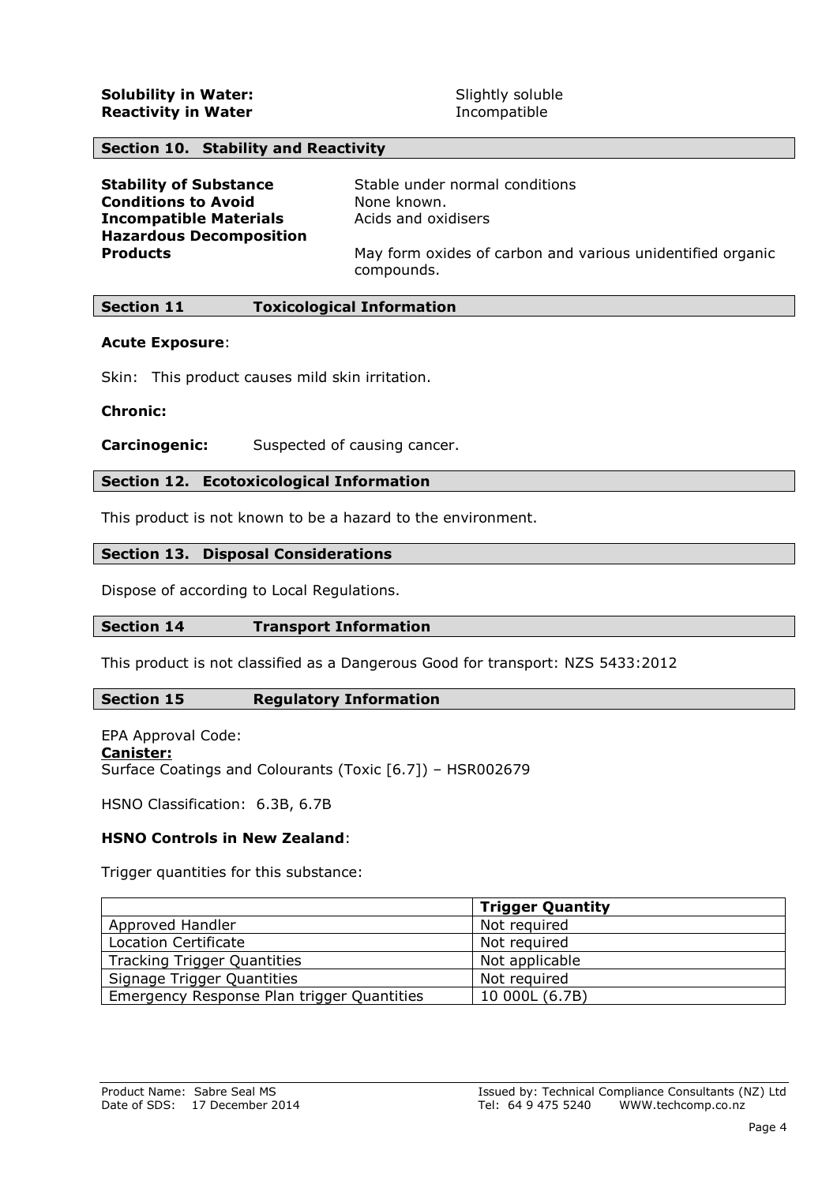**Solubility in Water:** Slightly soluble
**Reactivity in Water** Incompatible

## Section 10. Stability and Reactivity

**Stability of Substance** Stable under normal conditions
**Conditions to Avoid** None known.
**Incompatible Materials** Acids and oxidisers
**Hazardous Decomposition Products** May form oxides of carbon and various unidentified organic compounds.

## Section 11 Toxicological Information

**Acute Exposure**:

Skin: This product causes mild skin irritation.

**Chronic:**

**Carcinogenic:** Suspected of causing cancer.

## Section 12. Ecotoxicological Information

This product is not known to be a hazard to the environment.

## Section 13. Disposal Considerations

Dispose of according to Local Regulations.

## Section 14 Transport Information

This product is not classified as a Dangerous Good for transport: NZS 5433:2012

## Section 15 Regulatory Information

EPA Approval Code:
**Canister:**
Surface Coatings and Colourants (Toxic [6.7]) – HSR002679

HSNO Classification: 6.3B, 6.7B

**HSNO Controls in New Zealand**:

Trigger quantities for this substance:

| | Trigger Quantity |
|---|---|
| Approved Handler | Not required |
| Location Certificate | Not required |
| Tracking Trigger Quantities | Not applicable |
| Signage Trigger Quantities | Not required |
| Emergency Response Plan trigger Quantities | 10 000L (6.7B) |

Product Name: Sabre Seal MS
Date of SDS: 17 December 2014

Issued by: Technical Compliance Consultants (NZ) Ltd
Tel: 64 9 475 5240 WWW.techcomp.co.nz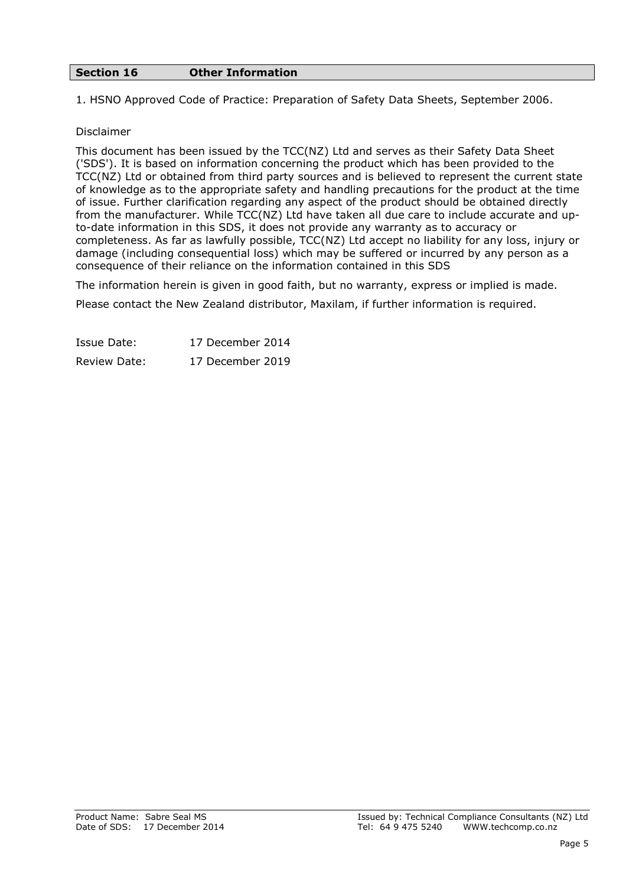## Section 16 Other Information

1. HSNO Approved Code of Practice: Preparation of Safety Data Sheets, September 2006.

Disclaimer

This document has been issued by the TCC(NZ) Ltd and serves as their Safety Data Sheet ('SDS'). It is based on information concerning the product which has been provided to the TCC(NZ) Ltd or obtained from third party sources and is believed to represent the current state of knowledge as to the appropriate safety and handling precautions for the product at the time of issue. Further clarification regarding any aspect of the product should be obtained directly from the manufacturer. While TCC(NZ) Ltd have taken all due care to include accurate and up-to-date information in this SDS, it does not provide any warranty as to accuracy or completeness. As far as lawfully possible, TCC(NZ) Ltd accept no liability for any loss, injury or damage (including consequential loss) which may be suffered or incurred by any person as a consequence of their reliance on the information contained in this SDS

The information herein is given in good faith, but no warranty, express or implied is made.

Please contact the New Zealand distributor, Maxilam, if further information is required.

Issue Date: 17 December 2014

Review Date: 17 December 2019